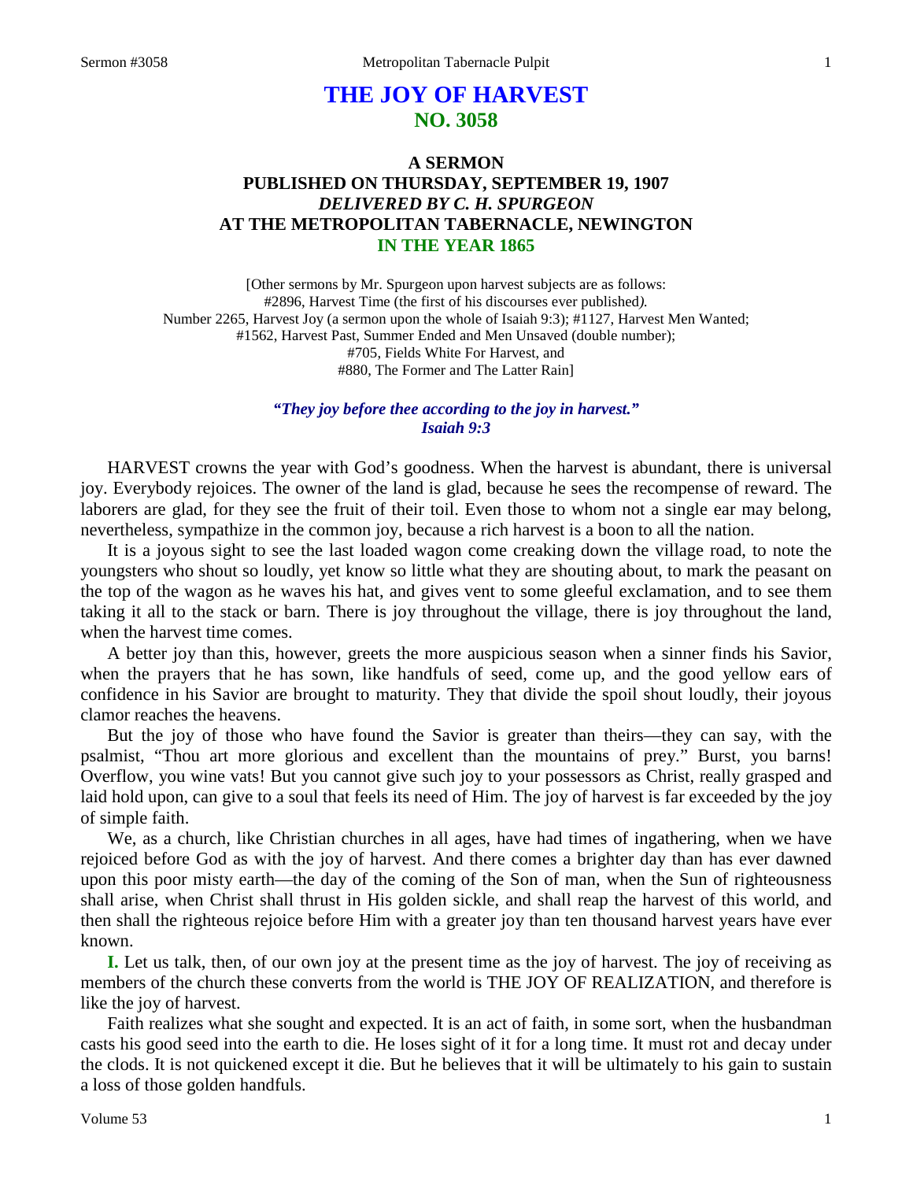# THE JOY OF HARVEST
## NO. 3058

### A SERMON
### PUBLISHED ON THURSDAY, SEPTEMBER 19, 1907
### *DELIVERED BY C. H. SPURGEON*
### AT THE METROPOLITAN TABERNACLE, NEWINGTON
### IN THE YEAR 1865

[Other sermons by Mr. Spurgeon upon harvest subjects are as follows:
#2896, Harvest Time (the first of his discourses ever published*).*
Number 2265, Harvest Joy (a sermon upon the whole of Isaiah 9:3); #1127, Harvest Men Wanted;
#1562, Harvest Past, Summer Ended and Men Unsaved (double number);
#705, Fields White For Harvest, and
#880, The Former and The Latter Rain]

***"They joy before thee according to the joy in harvest." Isaiah 9:3***

HARVEST crowns the year with God's goodness. When the harvest is abundant, there is universal joy. Everybody rejoices. The owner of the land is glad, because he sees the recompense of reward. The laborers are glad, for they see the fruit of their toil. Even those to whom not a single ear may belong, nevertheless, sympathize in the common joy, because a rich harvest is a boon to all the nation.

It is a joyous sight to see the last loaded wagon come creaking down the village road, to note the youngsters who shout so loudly, yet know so little what they are shouting about, to mark the peasant on the top of the wagon as he waves his hat, and gives vent to some gleeful exclamation, and to see them taking it all to the stack or barn. There is joy throughout the village, there is joy throughout the land, when the harvest time comes.

A better joy than this, however, greets the more auspicious season when a sinner finds his Savior, when the prayers that he has sown, like handfuls of seed, come up, and the good yellow ears of confidence in his Savior are brought to maturity. They that divide the spoil shout loudly, their joyous clamor reaches the heavens.

But the joy of those who have found the Savior is greater than theirs—they can say, with the psalmist, "Thou art more glorious and excellent than the mountains of prey." Burst, you barns! Overflow, you wine vats! But you cannot give such joy to your possessors as Christ, really grasped and laid hold upon, can give to a soul that feels its need of Him. The joy of harvest is far exceeded by the joy of simple faith.

We, as a church, like Christian churches in all ages, have had times of ingathering, when we have rejoiced before God as with the joy of harvest. And there comes a brighter day than has ever dawned upon this poor misty earth—the day of the coming of the Son of man, when the Sun of righteousness shall arise, when Christ shall thrust in His golden sickle, and shall reap the harvest of this world, and then shall the righteous rejoice before Him with a greater joy than ten thousand harvest years have ever known.

**I.** Let us talk, then, of our own joy at the present time as the joy of harvest. The joy of receiving as members of the church these converts from the world is THE JOY OF REALIZATION, and therefore is like the joy of harvest.

Faith realizes what she sought and expected. It is an act of faith, in some sort, when the husbandman casts his good seed into the earth to die. He loses sight of it for a long time. It must rot and decay under the clods. It is not quickened except it die. But he believes that it will be ultimately to his gain to sustain a loss of those golden handfuls.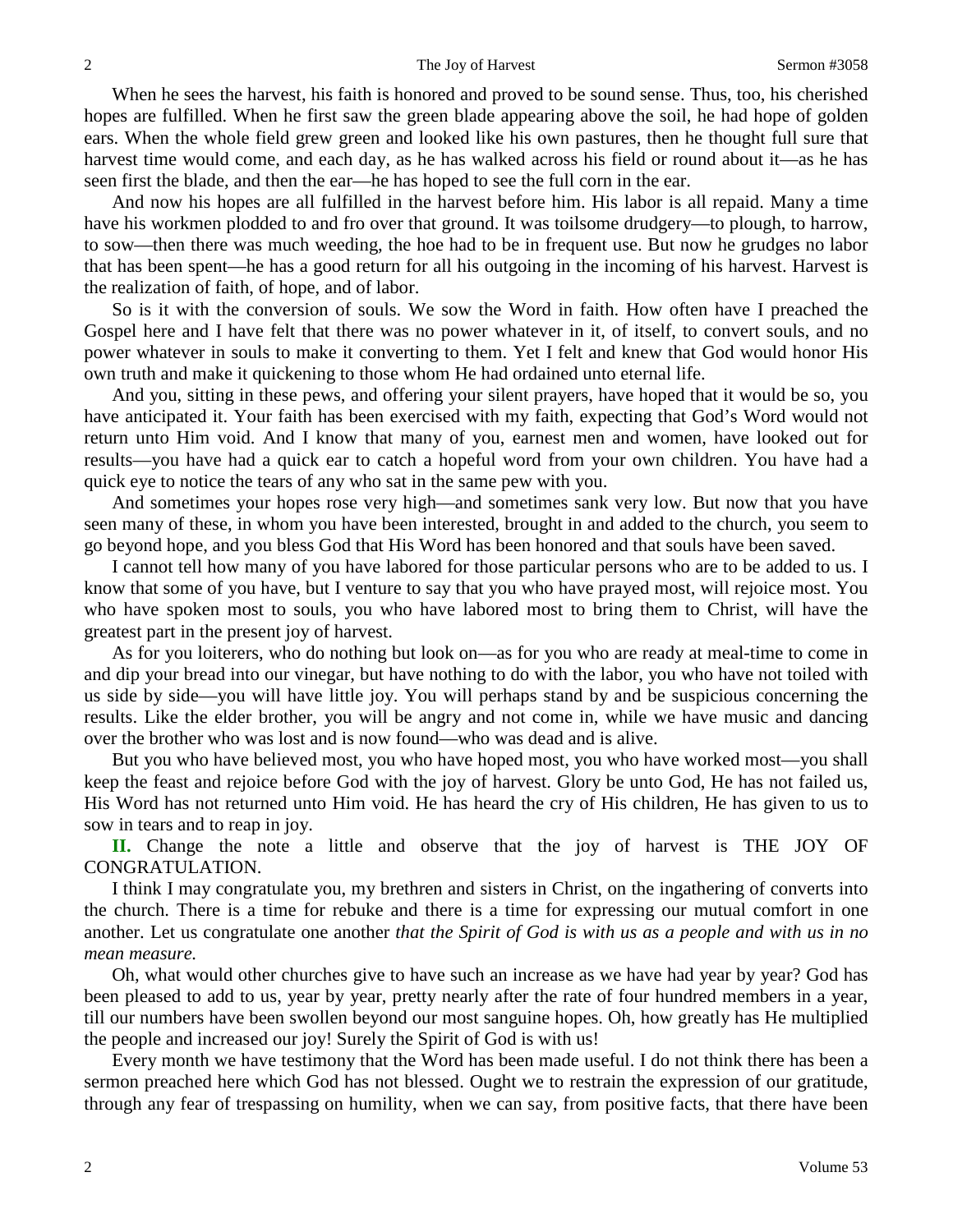When he sees the harvest, his faith is honored and proved to be sound sense. Thus, too, his cherished hopes are fulfilled. When he first saw the green blade appearing above the soil, he had hope of golden ears. When the whole field grew green and looked like his own pastures, then he thought full sure that harvest time would come, and each day, as he has walked across his field or round about it—as he has seen first the blade, and then the ear—he has hoped to see the full corn in the ear.

And now his hopes are all fulfilled in the harvest before him. His labor is all repaid. Many a time have his workmen plodded to and fro over that ground. It was toilsome drudgery—to plough, to harrow, to sow—then there was much weeding, the hoe had to be in frequent use. But now he grudges no labor that has been spent—he has a good return for all his outgoing in the incoming of his harvest. Harvest is the realization of faith, of hope, and of labor.

So is it with the conversion of souls. We sow the Word in faith. How often have I preached the Gospel here and I have felt that there was no power whatever in it, of itself, to convert souls, and no power whatever in souls to make it converting to them. Yet I felt and knew that God would honor His own truth and make it quickening to those whom He had ordained unto eternal life.

And you, sitting in these pews, and offering your silent prayers, have hoped that it would be so, you have anticipated it. Your faith has been exercised with my faith, expecting that God's Word would not return unto Him void. And I know that many of you, earnest men and women, have looked out for results—you have had a quick ear to catch a hopeful word from your own children. You have had a quick eye to notice the tears of any who sat in the same pew with you.

And sometimes your hopes rose very high—and sometimes sank very low. But now that you have seen many of these, in whom you have been interested, brought in and added to the church, you seem to go beyond hope, and you bless God that His Word has been honored and that souls have been saved.

I cannot tell how many of you have labored for those particular persons who are to be added to us. I know that some of you have, but I venture to say that you who have prayed most, will rejoice most. You who have spoken most to souls, you who have labored most to bring them to Christ, will have the greatest part in the present joy of harvest.

As for you loiterers, who do nothing but look on—as for you who are ready at meal-time to come in and dip your bread into our vinegar, but have nothing to do with the labor, you who have not toiled with us side by side—you will have little joy. You will perhaps stand by and be suspicious concerning the results. Like the elder brother, you will be angry and not come in, while we have music and dancing over the brother who was lost and is now found—who was dead and is alive.

But you who have believed most, you who have hoped most, you who have worked most—you shall keep the feast and rejoice before God with the joy of harvest. Glory be unto God, He has not failed us, His Word has not returned unto Him void. He has heard the cry of His children, He has given to us to sow in tears and to reap in joy.

**II.** Change the note a little and observe that the joy of harvest is THE JOY OF CONGRATULATION.

I think I may congratulate you, my brethren and sisters in Christ, on the ingathering of converts into the church. There is a time for rebuke and there is a time for expressing our mutual comfort in one another. Let us congratulate one another *that the Spirit of God is with us as a people and with us in no mean measure.*

Oh, what would other churches give to have such an increase as we have had year by year? God has been pleased to add to us, year by year, pretty nearly after the rate of four hundred members in a year, till our numbers have been swollen beyond our most sanguine hopes. Oh, how greatly has He multiplied the people and increased our joy! Surely the Spirit of God is with us!

Every month we have testimony that the Word has been made useful. I do not think there has been a sermon preached here which God has not blessed. Ought we to restrain the expression of our gratitude, through any fear of trespassing on humility, when we can say, from positive facts, that there have been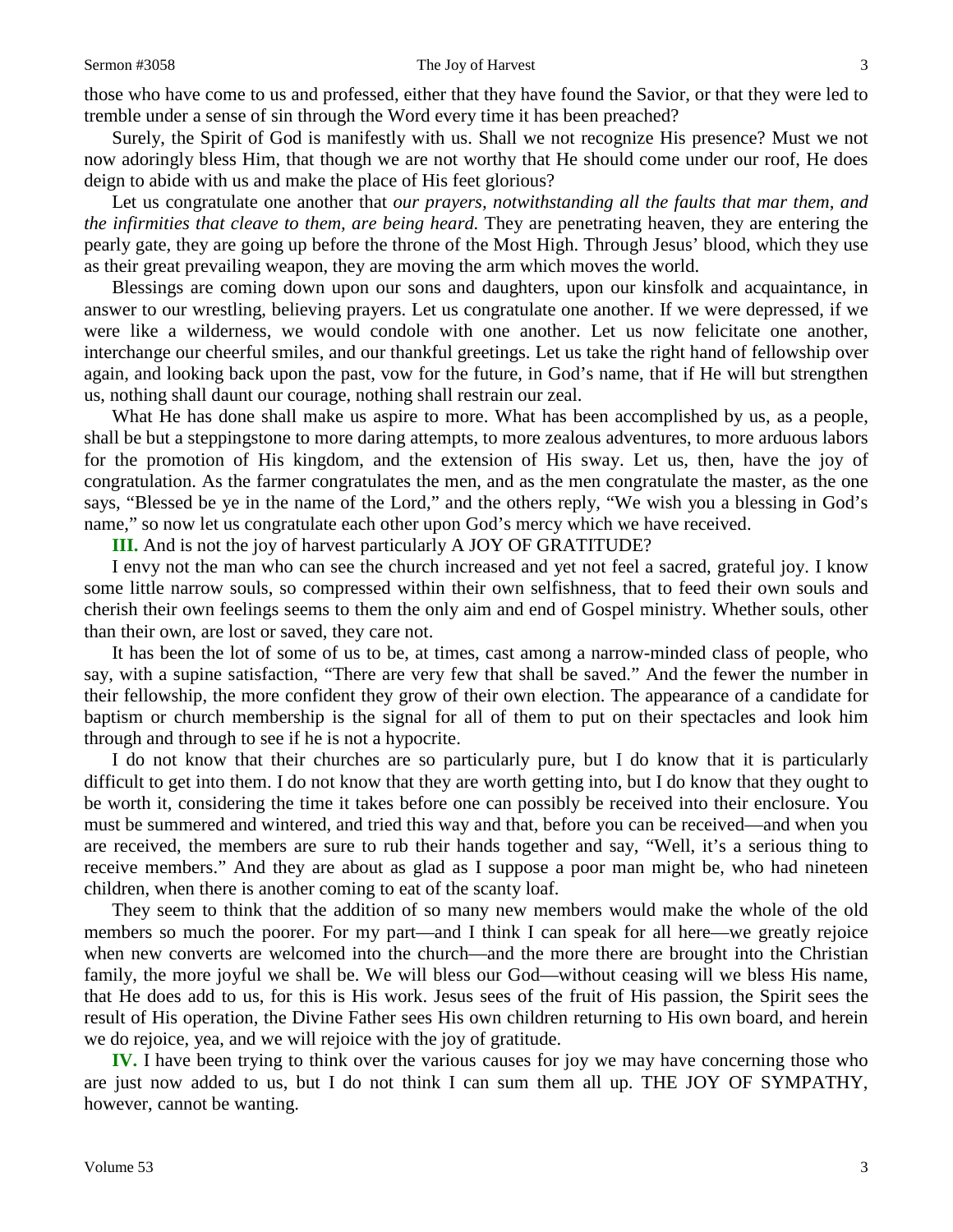those who have come to us and professed, either that they have found the Savior, or that they were led to tremble under a sense of sin through the Word every time it has been preached?

Surely, the Spirit of God is manifestly with us. Shall we not recognize His presence? Must we not now adoringly bless Him, that though we are not worthy that He should come under our roof, He does deign to abide with us and make the place of His feet glorious?

Let us congratulate one another that *our prayers, notwithstanding all the faults that mar them, and the infirmities that cleave to them, are being heard.* They are penetrating heaven, they are entering the pearly gate, they are going up before the throne of the Most High. Through Jesus' blood, which they use as their great prevailing weapon, they are moving the arm which moves the world.

Blessings are coming down upon our sons and daughters, upon our kinsfolk and acquaintance, in answer to our wrestling, believing prayers. Let us congratulate one another. If we were depressed, if we were like a wilderness, we would condole with one another. Let us now felicitate one another, interchange our cheerful smiles, and our thankful greetings. Let us take the right hand of fellowship over again, and looking back upon the past, vow for the future, in God's name, that if He will but strengthen us, nothing shall daunt our courage, nothing shall restrain our zeal.

What He has done shall make us aspire to more. What has been accomplished by us, as a people, shall be but a steppingstone to more daring attempts, to more zealous adventures, to more arduous labors for the promotion of His kingdom, and the extension of His sway. Let us, then, have the joy of congratulation. As the farmer congratulates the men, and as the men congratulate the master, as the one says, "Blessed be ye in the name of the Lord," and the others reply, "We wish you a blessing in God's name," so now let us congratulate each other upon God's mercy which we have received.

**III.** And is not the joy of harvest particularly A JOY OF GRATITUDE?

I envy not the man who can see the church increased and yet not feel a sacred, grateful joy. I know some little narrow souls, so compressed within their own selfishness, that to feed their own souls and cherish their own feelings seems to them the only aim and end of Gospel ministry. Whether souls, other than their own, are lost or saved, they care not.

It has been the lot of some of us to be, at times, cast among a narrow-minded class of people, who say, with a supine satisfaction, "There are very few that shall be saved." And the fewer the number in their fellowship, the more confident they grow of their own election. The appearance of a candidate for baptism or church membership is the signal for all of them to put on their spectacles and look him through and through to see if he is not a hypocrite.

I do not know that their churches are so particularly pure, but I do know that it is particularly difficult to get into them. I do not know that they are worth getting into, but I do know that they ought to be worth it, considering the time it takes before one can possibly be received into their enclosure. You must be summered and wintered, and tried this way and that, before you can be received—and when you are received, the members are sure to rub their hands together and say, "Well, it's a serious thing to receive members." And they are about as glad as I suppose a poor man might be, who had nineteen children, when there is another coming to eat of the scanty loaf.

They seem to think that the addition of so many new members would make the whole of the old members so much the poorer. For my part—and I think I can speak for all here—we greatly rejoice when new converts are welcomed into the church—and the more there are brought into the Christian family, the more joyful we shall be. We will bless our God—without ceasing will we bless His name, that He does add to us, for this is His work. Jesus sees of the fruit of His passion, the Spirit sees the result of His operation, the Divine Father sees His own children returning to His own board, and herein we do rejoice, yea, and we will rejoice with the joy of gratitude.

**IV.** I have been trying to think over the various causes for joy we may have concerning those who are just now added to us, but I do not think I can sum them all up. THE JOY OF SYMPATHY, however, cannot be wanting.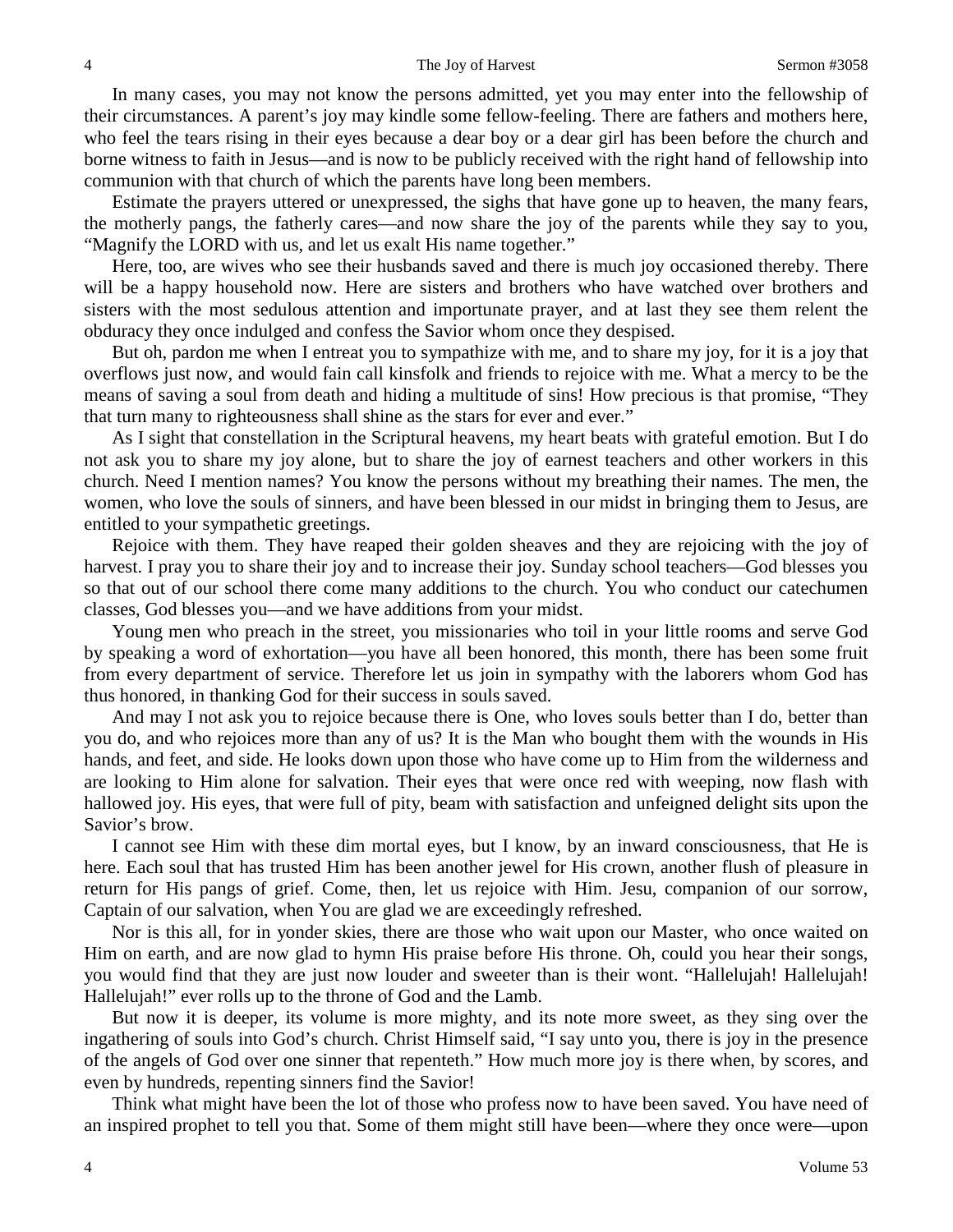In many cases, you may not know the persons admitted, yet you may enter into the fellowship of their circumstances. A parent's joy may kindle some fellow-feeling. There are fathers and mothers here, who feel the tears rising in their eyes because a dear boy or a dear girl has been before the church and borne witness to faith in Jesus—and is now to be publicly received with the right hand of fellowship into communion with that church of which the parents have long been members.

Estimate the prayers uttered or unexpressed, the sighs that have gone up to heaven, the many fears, the motherly pangs, the fatherly cares—and now share the joy of the parents while they say to you, "Magnify the LORD with us, and let us exalt His name together."

Here, too, are wives who see their husbands saved and there is much joy occasioned thereby. There will be a happy household now. Here are sisters and brothers who have watched over brothers and sisters with the most sedulous attention and importunate prayer, and at last they see them relent the obduracy they once indulged and confess the Savior whom once they despised.

But oh, pardon me when I entreat you to sympathize with me, and to share my joy, for it is a joy that overflows just now, and would fain call kinsfolk and friends to rejoice with me. What a mercy to be the means of saving a soul from death and hiding a multitude of sins! How precious is that promise, "They that turn many to righteousness shall shine as the stars for ever and ever."

As I sight that constellation in the Scriptural heavens, my heart beats with grateful emotion. But I do not ask you to share my joy alone, but to share the joy of earnest teachers and other workers in this church. Need I mention names? You know the persons without my breathing their names. The men, the women, who love the souls of sinners, and have been blessed in our midst in bringing them to Jesus, are entitled to your sympathetic greetings.

Rejoice with them. They have reaped their golden sheaves and they are rejoicing with the joy of harvest. I pray you to share their joy and to increase their joy. Sunday school teachers—God blesses you so that out of our school there come many additions to the church. You who conduct our catechumen classes, God blesses you—and we have additions from your midst.

Young men who preach in the street, you missionaries who toil in your little rooms and serve God by speaking a word of exhortation—you have all been honored, this month, there has been some fruit from every department of service. Therefore let us join in sympathy with the laborers whom God has thus honored, in thanking God for their success in souls saved.

And may I not ask you to rejoice because there is One, who loves souls better than I do, better than you do, and who rejoices more than any of us? It is the Man who bought them with the wounds in His hands, and feet, and side. He looks down upon those who have come up to Him from the wilderness and are looking to Him alone for salvation. Their eyes that were once red with weeping, now flash with hallowed joy. His eyes, that were full of pity, beam with satisfaction and unfeigned delight sits upon the Savior's brow.

I cannot see Him with these dim mortal eyes, but I know, by an inward consciousness, that He is here. Each soul that has trusted Him has been another jewel for His crown, another flush of pleasure in return for His pangs of grief. Come, then, let us rejoice with Him. Jesu, companion of our sorrow, Captain of our salvation, when You are glad we are exceedingly refreshed.

Nor is this all, for in yonder skies, there are those who wait upon our Master, who once waited on Him on earth, and are now glad to hymn His praise before His throne. Oh, could you hear their songs, you would find that they are just now louder and sweeter than is their wont. "Hallelujah! Hallelujah! Hallelujah!" ever rolls up to the throne of God and the Lamb.

But now it is deeper, its volume is more mighty, and its note more sweet, as they sing over the ingathering of souls into God's church. Christ Himself said, "I say unto you, there is joy in the presence of the angels of God over one sinner that repenteth." How much more joy is there when, by scores, and even by hundreds, repenting sinners find the Savior!

Think what might have been the lot of those who profess now to have been saved. You have need of an inspired prophet to tell you that. Some of them might still have been—where they once were—upon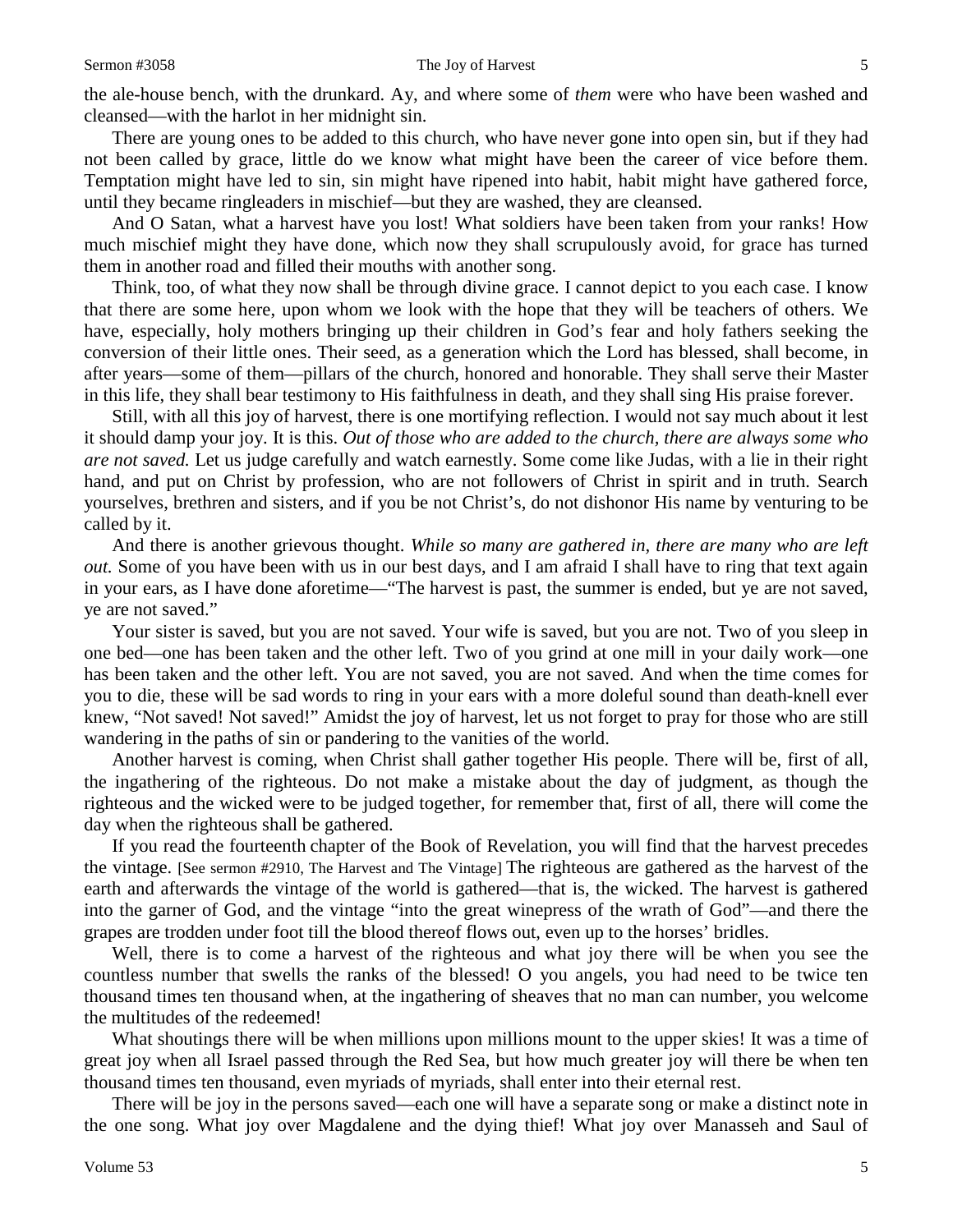the ale-house bench, with the drunkard. Ay, and where some of *them* were who have been washed and cleansed—with the harlot in her midnight sin.

There are young ones to be added to this church, who have never gone into open sin, but if they had not been called by grace, little do we know what might have been the career of vice before them. Temptation might have led to sin, sin might have ripened into habit, habit might have gathered force, until they became ringleaders in mischief—but they are washed, they are cleansed.

And O Satan, what a harvest have you lost! What soldiers have been taken from your ranks! How much mischief might they have done, which now they shall scrupulously avoid, for grace has turned them in another road and filled their mouths with another song.

Think, too, of what they now shall be through divine grace. I cannot depict to you each case. I know that there are some here, upon whom we look with the hope that they will be teachers of others. We have, especially, holy mothers bringing up their children in God's fear and holy fathers seeking the conversion of their little ones. Their seed, as a generation which the Lord has blessed, shall become, in after years—some of them—pillars of the church, honored and honorable. They shall serve their Master in this life, they shall bear testimony to His faithfulness in death, and they shall sing His praise forever.

Still, with all this joy of harvest, there is one mortifying reflection. I would not say much about it lest it should damp your joy. It is this. *Out of those who are added to the church, there are always some who are not saved.* Let us judge carefully and watch earnestly. Some come like Judas, with a lie in their right hand, and put on Christ by profession, who are not followers of Christ in spirit and in truth. Search yourselves, brethren and sisters, and if you be not Christ's, do not dishonor His name by venturing to be called by it.

And there is another grievous thought. *While so many are gathered in, there are many who are left out.* Some of you have been with us in our best days, and I am afraid I shall have to ring that text again in your ears, as I have done aforetime—"The harvest is past, the summer is ended, but ye are not saved, ye are not saved."

Your sister is saved, but you are not saved. Your wife is saved, but you are not. Two of you sleep in one bed—one has been taken and the other left. Two of you grind at one mill in your daily work—one has been taken and the other left. You are not saved, you are not saved. And when the time comes for you to die, these will be sad words to ring in your ears with a more doleful sound than death-knell ever knew, "Not saved! Not saved!" Amidst the joy of harvest, let us not forget to pray for those who are still wandering in the paths of sin or pandering to the vanities of the world.

Another harvest is coming, when Christ shall gather together His people. There will be, first of all, the ingathering of the righteous. Do not make a mistake about the day of judgment, as though the righteous and the wicked were to be judged together, for remember that, first of all, there will come the day when the righteous shall be gathered.

If you read the fourteenth chapter of the Book of Revelation, you will find that the harvest precedes the vintage. [See sermon #2910, The Harvest and The Vintage] The righteous are gathered as the harvest of the earth and afterwards the vintage of the world is gathered—that is, the wicked. The harvest is gathered into the garner of God, and the vintage "into the great winepress of the wrath of God"—and there the grapes are trodden under foot till the blood thereof flows out, even up to the horses' bridles.

Well, there is to come a harvest of the righteous and what joy there will be when you see the countless number that swells the ranks of the blessed! O you angels, you had need to be twice ten thousand times ten thousand when, at the ingathering of sheaves that no man can number, you welcome the multitudes of the redeemed!

What shoutings there will be when millions upon millions mount to the upper skies! It was a time of great joy when all Israel passed through the Red Sea, but how much greater joy will there be when ten thousand times ten thousand, even myriads of myriads, shall enter into their eternal rest.

There will be joy in the persons saved—each one will have a separate song or make a distinct note in the one song. What joy over Magdalene and the dying thief! What joy over Manasseh and Saul of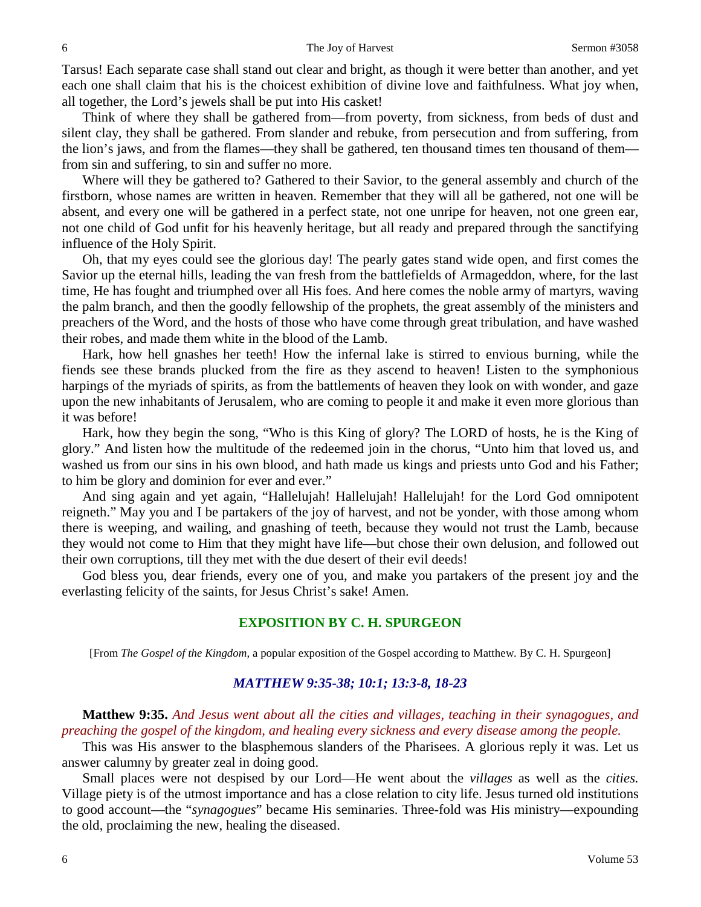Tarsus! Each separate case shall stand out clear and bright, as though it were better than another, and yet each one shall claim that his is the choicest exhibition of divine love and faithfulness. What joy when, all together, the Lord's jewels shall be put into His casket!

Think of where they shall be gathered from—from poverty, from sickness, from beds of dust and silent clay, they shall be gathered. From slander and rebuke, from persecution and from suffering, from the lion's jaws, and from the flames—they shall be gathered, ten thousand times ten thousand of them—from sin and suffering, to sin and suffer no more.

Where will they be gathered to? Gathered to their Savior, to the general assembly and church of the firstborn, whose names are written in heaven. Remember that they will all be gathered, not one will be absent, and every one will be gathered in a perfect state, not one unripe for heaven, not one green ear, not one child of God unfit for his heavenly heritage, but all ready and prepared through the sanctifying influence of the Holy Spirit.

Oh, that my eyes could see the glorious day! The pearly gates stand wide open, and first comes the Savior up the eternal hills, leading the van fresh from the battlefields of Armageddon, where, for the last time, He has fought and triumphed over all His foes. And here comes the noble army of martyrs, waving the palm branch, and then the goodly fellowship of the prophets, the great assembly of the ministers and preachers of the Word, and the hosts of those who have come through great tribulation, and have washed their robes, and made them white in the blood of the Lamb.

Hark, how hell gnashes her teeth! How the infernal lake is stirred to envious burning, while the fiends see these brands plucked from the fire as they ascend to heaven! Listen to the symphonious harpings of the myriads of spirits, as from the battlements of heaven they look on with wonder, and gaze upon the new inhabitants of Jerusalem, who are coming to people it and make it even more glorious than it was before!

Hark, how they begin the song, "Who is this King of glory? The LORD of hosts, he is the King of glory." And listen how the multitude of the redeemed join in the chorus, "Unto him that loved us, and washed us from our sins in his own blood, and hath made us kings and priests unto God and his Father; to him be glory and dominion for ever and ever."

And sing again and yet again, "Hallelujah! Hallelujah! Hallelujah! for the Lord God omnipotent reigneth." May you and I be partakers of the joy of harvest, and not be yonder, with those among whom there is weeping, and wailing, and gnashing of teeth, because they would not trust the Lamb, because they would not come to Him that they might have life—but chose their own delusion, and followed out their own corruptions, till they met with the due desert of their evil deeds!

God bless you, dear friends, every one of you, and make you partakers of the present joy and the everlasting felicity of the saints, for Jesus Christ's sake! Amen.

## EXPOSITION BY C. H. SPURGEON

[From *The Gospel of the Kingdom*, a popular exposition of the Gospel according to Matthew. By C. H. Spurgeon]

### *MATTHEW 9:35-38; 10:1; 13:3-8, 18-23*

**Matthew 9:35.** *And Jesus went about all the cities and villages, teaching in their synagogues, and preaching the gospel of the kingdom, and healing every sickness and every disease among the people.*

This was His answer to the blasphemous slanders of the Pharisees. A glorious reply it was. Let us answer calumny by greater zeal in doing good.

Small places were not despised by our Lord—He went about the *villages* as well as the *cities.* Village piety is of the utmost importance and has a close relation to city life. Jesus turned old institutions to good account—the "*synagogues*" became His seminaries. Three-fold was His ministry—expounding the old, proclaiming the new, healing the diseased.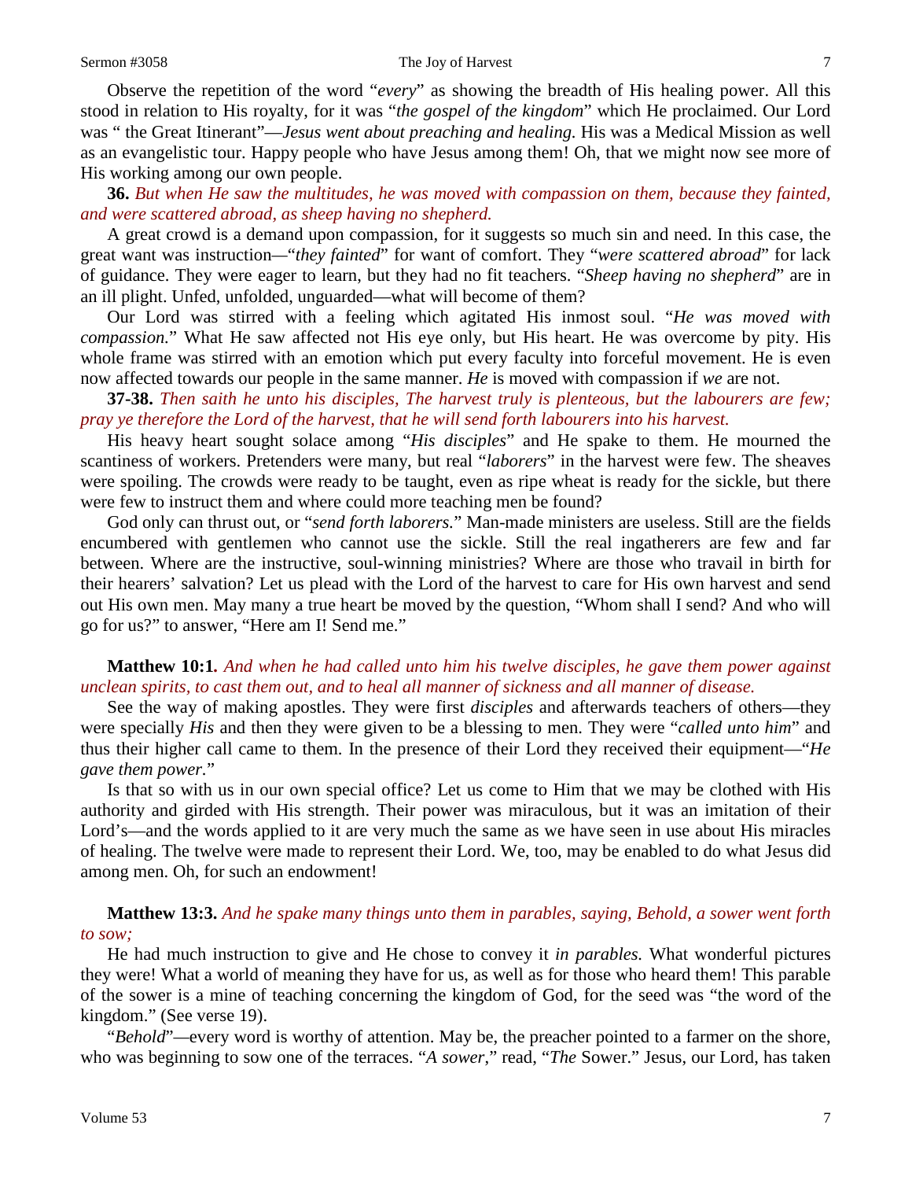Observe the repetition of the word "*every*" as showing the breadth of His healing power. All this stood in relation to His royalty, for it was "*the gospel of the kingdom*" which He proclaimed. Our Lord was " the Great Itinerant"—*Jesus went about preaching and healing.* His was a Medical Mission as well as an evangelistic tour. Happy people who have Jesus among them! Oh, that we might now see more of His working among our own people.

**36.** *But when He saw the multitudes, he was moved with compassion on them, because they fainted, and were scattered abroad, as sheep having no shepherd.*

A great crowd is a demand upon compassion, for it suggests so much sin and need. In this case, the great want was instruction—"*they fainted*" for want of comfort. They "*were scattered abroad*" for lack of guidance. They were eager to learn, but they had no fit teachers. "*Sheep having no shepherd*" are in an ill plight. Unfed, unfolded, unguarded—what will become of them?

Our Lord was stirred with a feeling which agitated His inmost soul. "*He was moved with compassion.*" What He saw affected not His eye only, but His heart. He was overcome by pity. His whole frame was stirred with an emotion which put every faculty into forceful movement. He is even now affected towards our people in the same manner. *He* is moved with compassion if *we* are not.

**37-38.** *Then saith he unto his disciples, The harvest truly is plenteous, but the labourers are few; pray ye therefore the Lord of the harvest, that he will send forth labourers into his harvest.*

His heavy heart sought solace among "*His disciples*" and He spake to them. He mourned the scantiness of workers. Pretenders were many, but real "*laborers*" in the harvest were few. The sheaves were spoiling. The crowds were ready to be taught, even as ripe wheat is ready for the sickle, but there were few to instruct them and where could more teaching men be found?

God only can thrust out, or "*send forth laborers.*" Man-made ministers are useless. Still are the fields encumbered with gentlemen who cannot use the sickle. Still the real ingatherers are few and far between. Where are the instructive, soul-winning ministries? Where are those who travail in birth for their hearers' salvation? Let us plead with the Lord of the harvest to care for His own harvest and send out His own men. May many a true heart be moved by the question, "Whom shall I send? And who will go for us?" to answer, "Here am I! Send me."

**Matthew 10:1.** *And when he had called unto him his twelve disciples, he gave them power against unclean spirits, to cast them out, and to heal all manner of sickness and all manner of disease.*

See the way of making apostles. They were first *disciples* and afterwards teachers of others—they were specially *His* and then they were given to be a blessing to men. They were "*called unto him*" and thus their higher call came to them. In the presence of their Lord they received their equipment—"*He gave them power.*"

Is that so with us in our own special office? Let us come to Him that we may be clothed with His authority and girded with His strength. Their power was miraculous, but it was an imitation of their Lord's—and the words applied to it are very much the same as we have seen in use about His miracles of healing. The twelve were made to represent their Lord. We, too, may be enabled to do what Jesus did among men. Oh, for such an endowment!

**Matthew 13:3.** *And he spake many things unto them in parables, saying, Behold, a sower went forth to sow;*

He had much instruction to give and He chose to convey it *in parables.* What wonderful pictures they were! What a world of meaning they have for us, as well as for those who heard them! This parable of the sower is a mine of teaching concerning the kingdom of God, for the seed was "the word of the kingdom." (See verse 19).

"*Behold*"—every word is worthy of attention. May be, the preacher pointed to a farmer on the shore, who was beginning to sow one of the terraces. "*A sower,*" read, "*The* Sower." Jesus, our Lord, has taken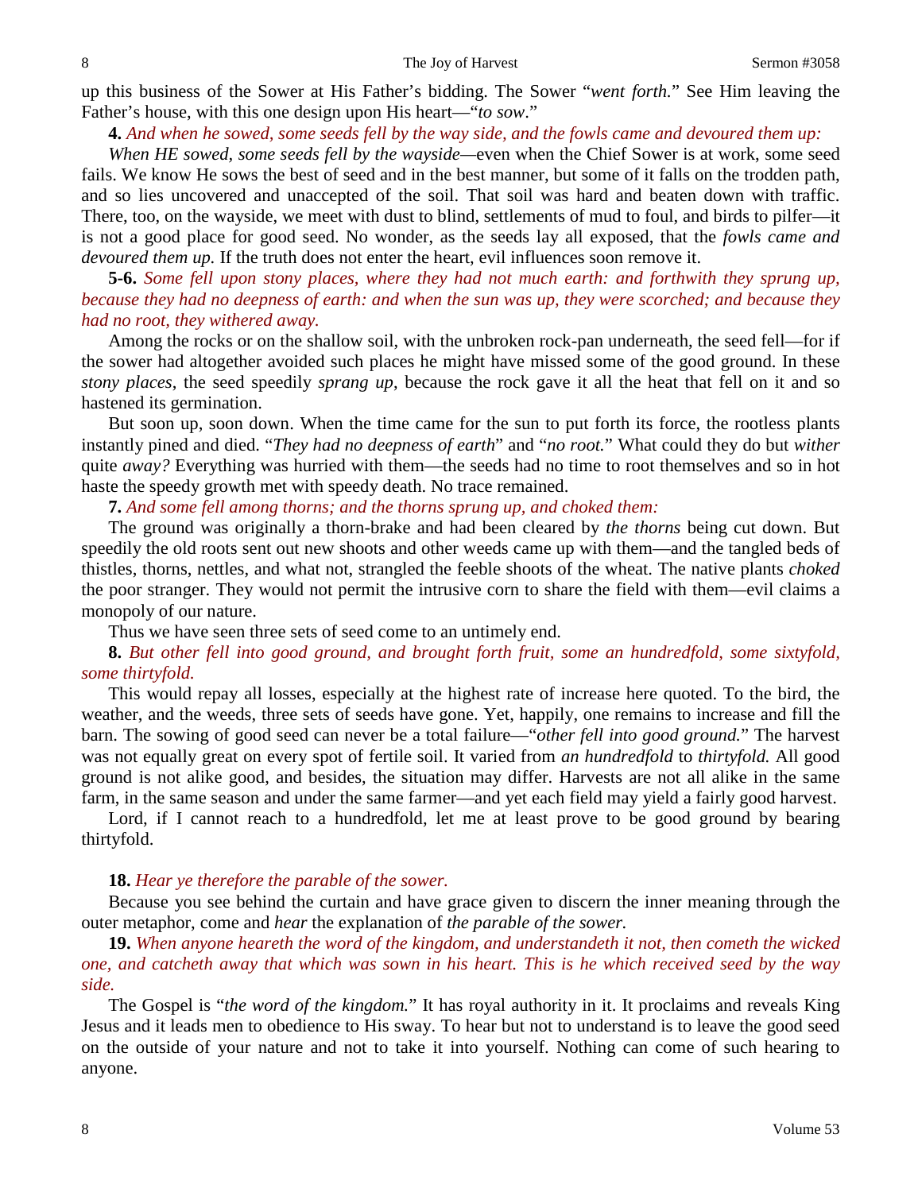up this business of the Sower at His Father's bidding. The Sower "*went forth.*" See Him leaving the Father's house, with this one design upon His heart—"*to sow*."

**4.** *And when he sowed, some seeds fell by the way side, and the fowls came and devoured them up:*

*When HE sowed, some seeds fell by the wayside*—even when the Chief Sower is at work, some seed fails. We know He sows the best of seed and in the best manner, but some of it falls on the trodden path, and so lies uncovered and unaccepted of the soil. That soil was hard and beaten down with traffic. There, too, on the wayside, we meet with dust to blind, settlements of mud to foul, and birds to pilfer—it is not a good place for good seed. No wonder, as the seeds lay all exposed, that the *fowls came and devoured them up.* If the truth does not enter the heart, evil influences soon remove it.

**5-6.** *Some fell upon stony places, where they had not much earth: and forthwith they sprung up, because they had no deepness of earth: and when the sun was up, they were scorched; and because they had no root, they withered away.*

Among the rocks or on the shallow soil, with the unbroken rock-pan underneath, the seed fell—for if the sower had altogether avoided such places he might have missed some of the good ground. In these *stony places*, the seed speedily *sprang up*, because the rock gave it all the heat that fell on it and so hastened its germination.

But soon up, soon down. When the time came for the sun to put forth its force, the rootless plants instantly pined and died. "*They had no deepness of earth*" and "*no root.*" What could they do but *wither* quite *away?* Everything was hurried with them—the seeds had no time to root themselves and so in hot haste the speedy growth met with speedy death. No trace remained.

**7.** *And some fell among thorns; and the thorns sprung up, and choked them:*

The ground was originally a thorn-brake and had been cleared by *the thorns* being cut down. But speedily the old roots sent out new shoots and other weeds came up with them—and the tangled beds of thistles, thorns, nettles, and what not, strangled the feeble shoots of the wheat. The native plants *choked* the poor stranger. They would not permit the intrusive corn to share the field with them—evil claims a monopoly of our nature.

Thus we have seen three sets of seed come to an untimely end.

**8.** *But other fell into good ground, and brought forth fruit, some an hundredfold, some sixtyfold, some thirtyfold.*

This would repay all losses, especially at the highest rate of increase here quoted. To the bird, the weather, and the weeds, three sets of seeds have gone. Yet, happily, one remains to increase and fill the barn. The sowing of good seed can never be a total failure—"*other fell into good ground.*" The harvest was not equally great on every spot of fertile soil. It varied from *an hundredfold* to *thirtyfold.* All good ground is not alike good, and besides, the situation may differ. Harvests are not all alike in the same farm, in the same season and under the same farmer—and yet each field may yield a fairly good harvest.

Lord, if I cannot reach to a hundredfold, let me at least prove to be good ground by bearing thirtyfold.

**18.** *Hear ye therefore the parable of the sower.*

Because you see behind the curtain and have grace given to discern the inner meaning through the outer metaphor, come and *hear* the explanation of *the parable of the sower.*

**19.** *When anyone heareth the word of the kingdom, and understandeth it not, then cometh the wicked one, and catcheth away that which was sown in his heart. This is he which received seed by the way side.*

The Gospel is "*the word of the kingdom.*" It has royal authority in it. It proclaims and reveals King Jesus and it leads men to obedience to His sway. To hear but not to understand is to leave the good seed on the outside of your nature and not to take it into yourself. Nothing can come of such hearing to anyone.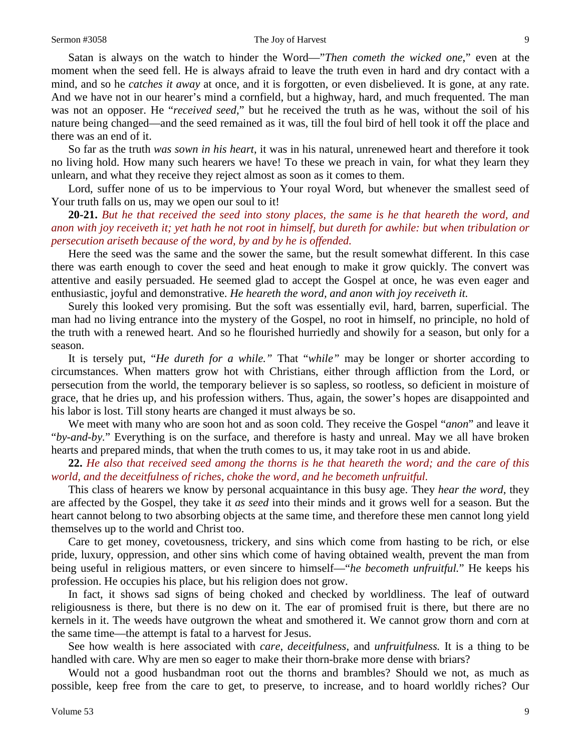Satan is always on the watch to hinder the Word—"*Then cometh the wicked one*," even at the moment when the seed fell. He is always afraid to leave the truth even in hard and dry contact with a mind, and so he *catches it away* at once, and it is forgotten, or even disbelieved. It is gone, at any rate. And we have not in our hearer's mind a cornfield, but a highway, hard, and much frequented. The man was not an opposer. He "*received seed*," but he received the truth as he was, without the soil of his nature being changed—and the seed remained as it was, till the foul bird of hell took it off the place and there was an end of it.

So far as the truth *was sown in his heart*, it was in his natural, unrenewed heart and therefore it took no living hold. How many such hearers we have! To these we preach in vain, for what they learn they unlearn, and what they receive they reject almost as soon as it comes to them.

Lord, suffer none of us to be impervious to Your royal Word, but whenever the smallest seed of Your truth falls on us, may we open our soul to it!

**20-21.** *But he that received the seed into stony places, the same is he that heareth the word, and anon with joy receiveth it; yet hath he not root in himself, but dureth for awhile: but when tribulation or persecution ariseth because of the word, by and by he is offended.*

Here the seed was the same and the sower the same, but the result somewhat different. In this case there was earth enough to cover the seed and heat enough to make it grow quickly. The convert was attentive and easily persuaded. He seemed glad to accept the Gospel at once, he was even eager and enthusiastic, joyful and demonstrative. *He heareth the word, and anon with joy receiveth it.*

Surely this looked very promising. But the soft was essentially evil, hard, barren, superficial. The man had no living entrance into the mystery of the Gospel, no root in himself, no principle, no hold of the truth with a renewed heart. And so he flourished hurriedly and showily for a season, but only for a season.

It is tersely put, "*He dureth for a while.*" That "*while*" may be longer or shorter according to circumstances. When matters grow hot with Christians, either through affliction from the Lord, or persecution from the world, the temporary believer is so sapless, so rootless, so deficient in moisture of grace, that he dries up, and his profession withers. Thus, again, the sower's hopes are disappointed and his labor is lost. Till stony hearts are changed it must always be so.

We meet with many who are soon hot and as soon cold. They receive the Gospel "*anon*" and leave it "*by-and-by*." Everything is on the surface, and therefore is hasty and unreal. May we all have broken hearts and prepared minds, that when the truth comes to us, it may take root in us and abide.

**22.** *He also that received seed among the thorns is he that heareth the word; and the care of this world, and the deceitfulness of riches, choke the word, and he becometh unfruitful.*

This class of hearers we know by personal acquaintance in this busy age. They *hear the word*, they are affected by the Gospel, they take it *as seed* into their minds and it grows well for a season. But the heart cannot belong to two absorbing objects at the same time, and therefore these men cannot long yield themselves up to the world and Christ too.

Care to get money, covetousness, trickery, and sins which come from hasting to be rich, or else pride, luxury, oppression, and other sins which come of having obtained wealth, prevent the man from being useful in religious matters, or even sincere to himself—"*he becometh unfruitful.*" He keeps his profession. He occupies his place, but his religion does not grow.

In fact, it shows sad signs of being choked and checked by worldliness. The leaf of outward religiousness is there, but there is no dew on it. The ear of promised fruit is there, but there are no kernels in it. The weeds have outgrown the wheat and smothered it. We cannot grow thorn and corn at the same time—the attempt is fatal to a harvest for Jesus.

See how wealth is here associated with *care*, *deceitfulness*, and *unfruitfulness.* It is a thing to be handled with care. Why are men so eager to make their thorn-brake more dense with briars?

Would not a good husbandman root out the thorns and brambles? Should we not, as much as possible, keep free from the care to get, to preserve, to increase, and to hoard worldly riches? Our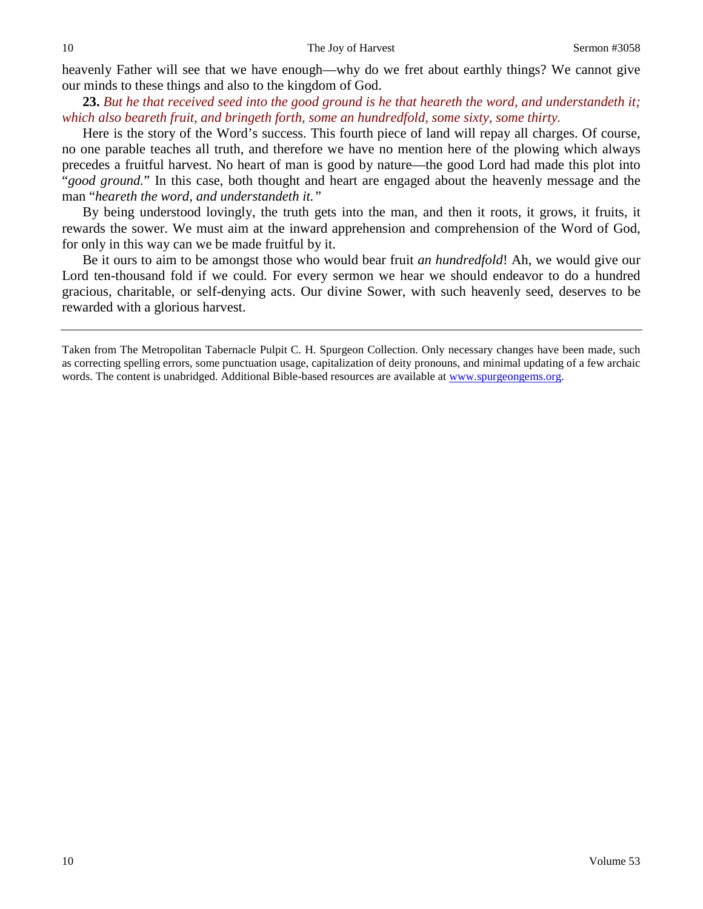heavenly Father will see that we have enough—why do we fret about earthly things? We cannot give our minds to these things and also to the kingdom of God.

**23.** *But he that received seed into the good ground is he that heareth the word, and understandeth it; which also beareth fruit, and bringeth forth, some an hundredfold, some sixty, some thirty.*

Here is the story of the Word's success. This fourth piece of land will repay all charges. Of course, no one parable teaches all truth, and therefore we have no mention here of the plowing which always precedes a fruitful harvest. No heart of man is good by nature—the good Lord had made this plot into "*good ground.*" In this case, both thought and heart are engaged about the heavenly message and the man "*heareth the word, and understandeth it."*

By being understood lovingly, the truth gets into the man, and then it roots, it grows, it fruits, it rewards the sower. We must aim at the inward apprehension and comprehension of the Word of God, for only in this way can we be made fruitful by it.

Be it ours to aim to be amongst those who would bear fruit *an hundredfold*! Ah, we would give our Lord ten-thousand fold if we could. For every sermon we hear we should endeavor to do a hundred gracious, charitable, or self-denying acts. Our divine Sower, with such heavenly seed, deserves to be rewarded with a glorious harvest.

---

Taken from The Metropolitan Tabernacle Pulpit C. H. Spurgeon Collection. Only necessary changes have been made, such as correcting spelling errors, some punctuation usage, capitalization of deity pronouns, and minimal updating of a few archaic words. The content is unabridged. Additional Bible-based resources are available at www.spurgeongems.org.